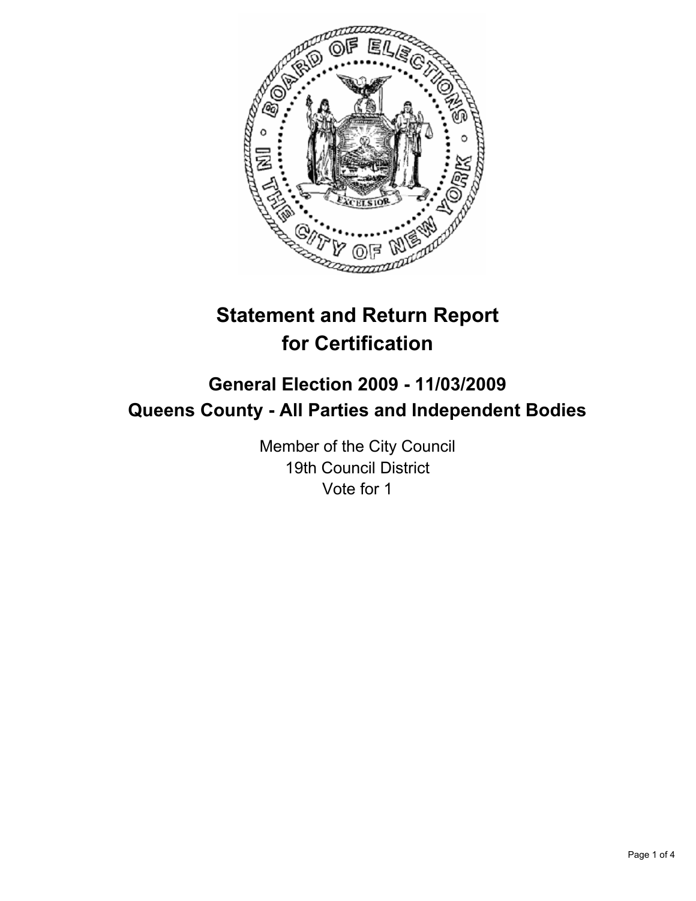# Statement and Return Report for Certification

## General Election 2009 - 11/03/2009
## Queens County - All Parties and Independent Bodies

Member of the City Council
19th Council District
Vote for 1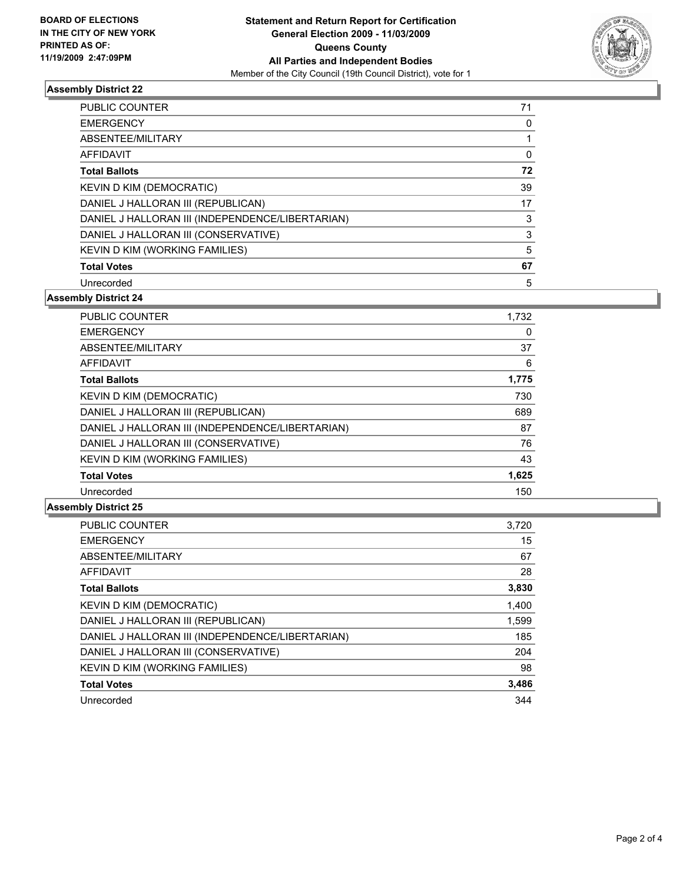**BOARD OF ELECTIONS IN THE CITY OF NEW YORK PRINTED AS OF: 11/19/2009 2:47:09PM**

# Statement and Return Report for Certification
## General Election 2009 - 11/03/2009
## Queens County
## All Parties and Independent Bodies
Member of the City Council (19th Council District), vote for 1

### Assembly District 22

| | |
|---|---|
| PUBLIC COUNTER | 71 |
| EMERGENCY | 0 |
| ABSENTEE/MILITARY | 1 |
| AFFIDAVIT | 0 |
| **Total Ballots** | **72** |
| KEVIN D KIM (DEMOCRATIC) | 39 |
| DANIEL J HALLORAN III (REPUBLICAN) | 17 |
| DANIEL J HALLORAN III (INDEPENDENCE/LIBERTARIAN) | 3 |
| DANIEL J HALLORAN III (CONSERVATIVE) | 3 |
| KEVIN D KIM (WORKING FAMILIES) | 5 |
| **Total Votes** | **67** |
| Unrecorded | 5 |

### Assembly District 24

| | |
|---|---|
| PUBLIC COUNTER | 1,732 |
| EMERGENCY | 0 |
| ABSENTEE/MILITARY | 37 |
| AFFIDAVIT | 6 |
| **Total Ballots** | **1,775** |
| KEVIN D KIM (DEMOCRATIC) | 730 |
| DANIEL J HALLORAN III (REPUBLICAN) | 689 |
| DANIEL J HALLORAN III (INDEPENDENCE/LIBERTARIAN) | 87 |
| DANIEL J HALLORAN III (CONSERVATIVE) | 76 |
| KEVIN D KIM (WORKING FAMILIES) | 43 |
| **Total Votes** | **1,625** |
| Unrecorded | 150 |

### Assembly District 25

| | |
|---|---|
| PUBLIC COUNTER | 3,720 |
| EMERGENCY | 15 |
| ABSENTEE/MILITARY | 67 |
| AFFIDAVIT | 28 |
| **Total Ballots** | **3,830** |
| KEVIN D KIM (DEMOCRATIC) | 1,400 |
| DANIEL J HALLORAN III (REPUBLICAN) | 1,599 |
| DANIEL J HALLORAN III (INDEPENDENCE/LIBERTARIAN) | 185 |
| DANIEL J HALLORAN III (CONSERVATIVE) | 204 |
| KEVIN D KIM (WORKING FAMILIES) | 98 |
| **Total Votes** | **3,486** |
| Unrecorded | 344 |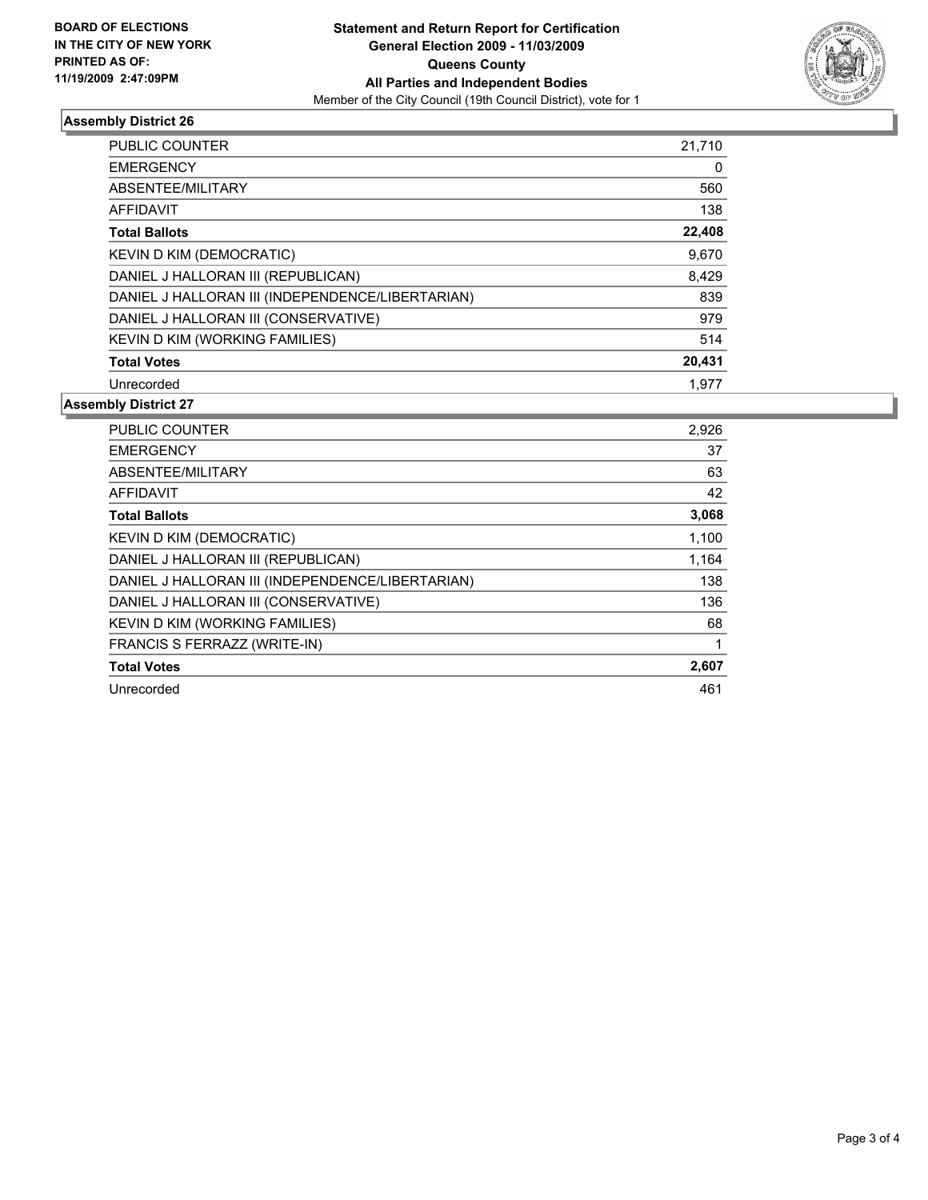**BOARD OF ELECTIONS IN THE CITY OF NEW YORK PRINTED AS OF: 11/19/2009 2:47:09PM**

**Statement and Return Report for Certification**
**General Election 2009 - 11/03/2009**
**Queens County**
**All Parties and Independent Bodies**
Member of the City Council (19th Council District), vote for 1

## Assembly District 26

| | |
|---|---|
| PUBLIC COUNTER | 21,710 |
| EMERGENCY | 0 |
| ABSENTEE/MILITARY | 560 |
| AFFIDAVIT | 138 |
| **Total Ballots** | **22,408** |
| KEVIN D KIM (DEMOCRATIC) | 9,670 |
| DANIEL J HALLORAN III (REPUBLICAN) | 8,429 |
| DANIEL J HALLORAN III (INDEPENDENCE/LIBERTARIAN) | 839 |
| DANIEL J HALLORAN III (CONSERVATIVE) | 979 |
| KEVIN D KIM (WORKING FAMILIES) | 514 |
| **Total Votes** | **20,431** |
| Unrecorded | 1,977 |

## Assembly District 27

| | |
|---|---|
| PUBLIC COUNTER | 2,926 |
| EMERGENCY | 37 |
| ABSENTEE/MILITARY | 63 |
| AFFIDAVIT | 42 |
| **Total Ballots** | **3,068** |
| KEVIN D KIM (DEMOCRATIC) | 1,100 |
| DANIEL J HALLORAN III (REPUBLICAN) | 1,164 |
| DANIEL J HALLORAN III (INDEPENDENCE/LIBERTARIAN) | 138 |
| DANIEL J HALLORAN III (CONSERVATIVE) | 136 |
| KEVIN D KIM (WORKING FAMILIES) | 68 |
| FRANCIS S FERRAZZ (WRITE-IN) | 1 |
| **Total Votes** | **2,607** |
| Unrecorded | 461 |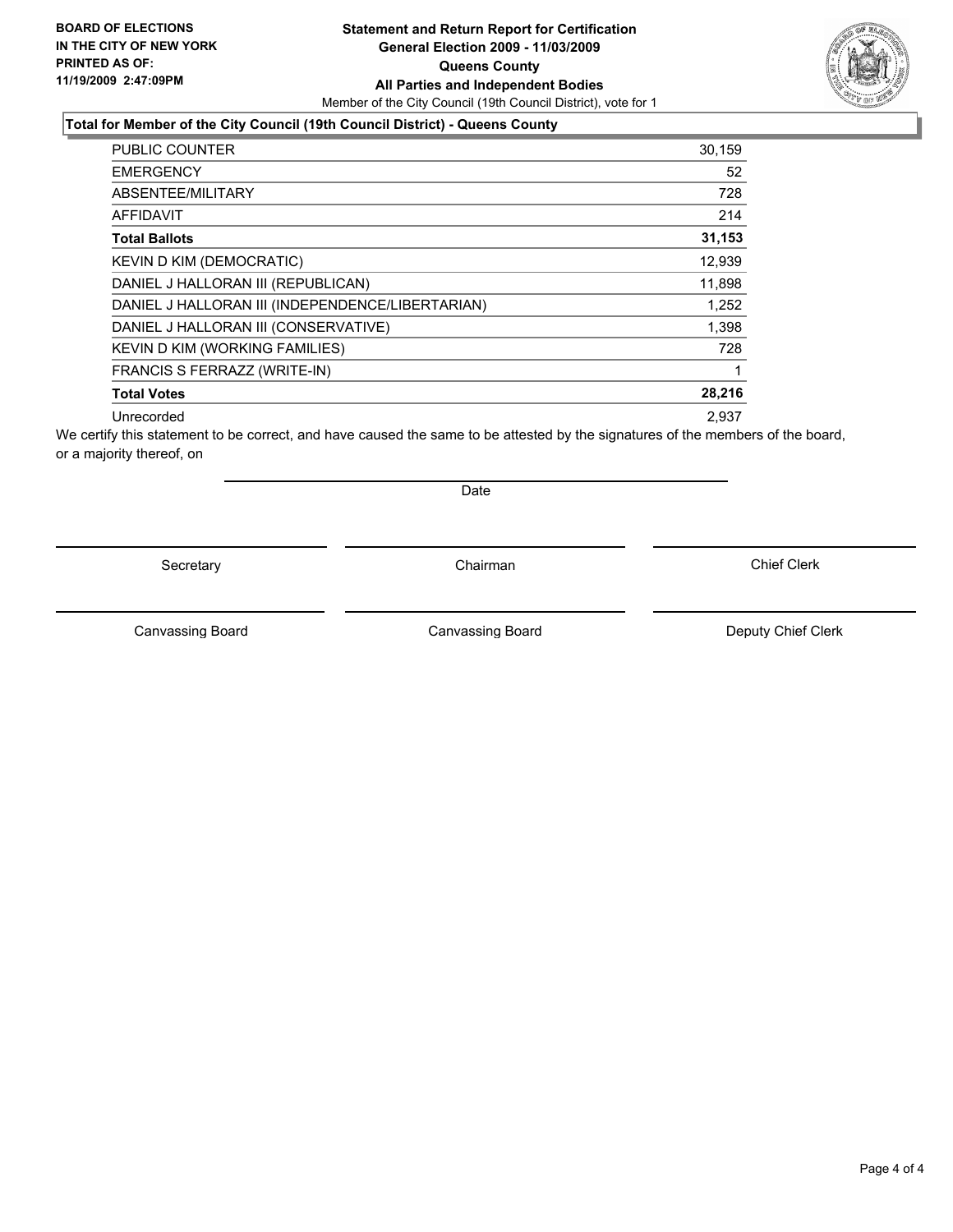**BOARD OF ELECTIONS IN THE CITY OF NEW YORK PRINTED AS OF: 11/19/2009 2:47:09PM**

**Statement and Return Report for Certification General Election 2009 - 11/03/2009 Queens County All Parties and Independent Bodies**

Member of the City Council (19th Council District), vote for 1

**Total for Member of the City Council (19th Council District) - Queens County**

| | |
|---|---|
| PUBLIC COUNTER | 30,159 |
| EMERGENCY | 52 |
| ABSENTEE/MILITARY | 728 |
| AFFIDAVIT | 214 |
| **Total Ballots** | **31,153** |
| KEVIN D KIM (DEMOCRATIC) | 12,939 |
| DANIEL J HALLORAN III (REPUBLICAN) | 11,898 |
| DANIEL J HALLORAN III (INDEPENDENCE/LIBERTARIAN) | 1,252 |
| DANIEL J HALLORAN III (CONSERVATIVE) | 1,398 |
| KEVIN D KIM (WORKING FAMILIES) | 728 |
| FRANCIS S FERRAZZ (WRITE-IN) | 1 |
| **Total Votes** | **28,216** |
| Unrecorded | 2,937 |

We certify this statement to be correct, and have caused the same to be attested by the signatures of the members of the board, or a majority thereof, on

Date

Secretary

Chairman

Chief Clerk

Canvassing Board

Canvassing Board

Deputy Chief Clerk